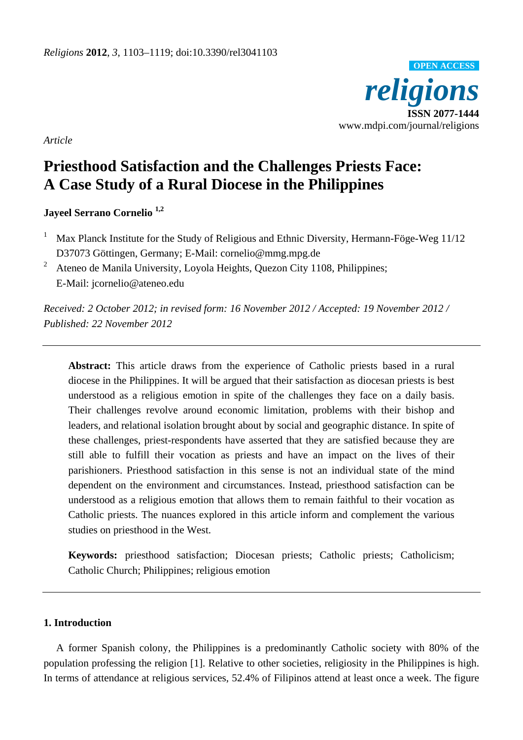*Article*

# Priesthood Satisfaction and the Challenges Priests Face: A Case Study of a Rural Diocese in the Philippines

**Jayeel Serrano Cornelio** [1,2]

[1] Max Planck Institute for the Study of Religious and Ethnic Diversity, Hermann-Föge-Weg 11/12 D37073 Göttingen, Germany; E-Mail: cornelio@mmg.mpg.de

[2] Ateneo de Manila University, Loyola Heights, Quezon City 1108, Philippines; E-Mail: jcornelio@ateneo.edu

*Received: 2 October 2012; in revised form: 16 November 2012 / Accepted: 19 November 2012 / Published: 22 November 2012*

**Abstract:** This article draws from the experience of Catholic priests based in a rural diocese in the Philippines. It will be argued that their satisfaction as diocesan priests is best understood as a religious emotion in spite of the challenges they face on a daily basis. Their challenges revolve around economic limitation, problems with their bishop and leaders, and relational isolation brought about by social and geographic distance. In spite of these challenges, priest-respondents have asserted that they are satisfied because they are still able to fulfill their vocation as priests and have an impact on the lives of their parishioners. Priesthood satisfaction in this sense is not an individual state of the mind dependent on the environment and circumstances. Instead, priesthood satisfaction can be understood as a religious emotion that allows them to remain faithful to their vocation as Catholic priests. The nuances explored in this article inform and complement the various studies on priesthood in the West.

**Keywords:** priesthood satisfaction; Diocesan priests; Catholic priests; Catholicism; Catholic Church; Philippines; religious emotion

## 1. Introduction

A former Spanish colony, the Philippines is a predominantly Catholic society with 80% of the population professing the religion [1]. Relative to other societies, religiosity in the Philippines is high. In terms of attendance at religious services, 52.4% of Filipinos attend at least once a week. The figure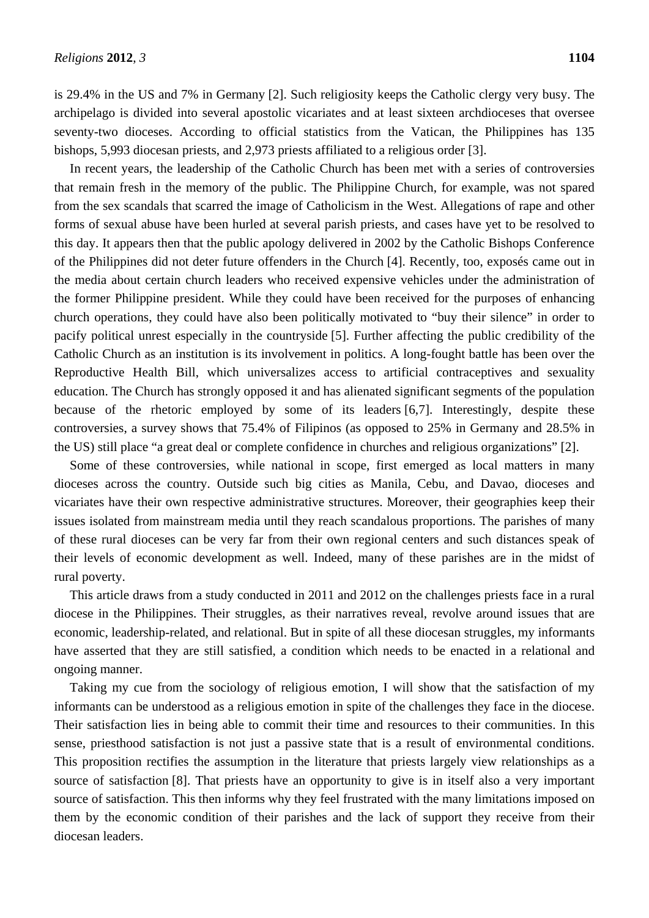is 29.4% in the US and 7% in Germany [2]. Such religiosity keeps the Catholic clergy very busy. The archipelago is divided into several apostolic vicariates and at least sixteen archdioceses that oversee seventy-two dioceses. According to official statistics from the Vatican, the Philippines has 135 bishops, 5,993 diocesan priests, and 2,973 priests affiliated to a religious order [3].

In recent years, the leadership of the Catholic Church has been met with a series of controversies that remain fresh in the memory of the public. The Philippine Church, for example, was not spared from the sex scandals that scarred the image of Catholicism in the West. Allegations of rape and other forms of sexual abuse have been hurled at several parish priests, and cases have yet to be resolved to this day. It appears then that the public apology delivered in 2002 by the Catholic Bishops Conference of the Philippines did not deter future offenders in the Church [4]. Recently, too, exposés came out in the media about certain church leaders who received expensive vehicles under the administration of the former Philippine president. While they could have been received for the purposes of enhancing church operations, they could have also been politically motivated to "buy their silence" in order to pacify political unrest especially in the countryside [5]. Further affecting the public credibility of the Catholic Church as an institution is its involvement in politics. A long-fought battle has been over the Reproductive Health Bill, which universalizes access to artificial contraceptives and sexuality education. The Church has strongly opposed it and has alienated significant segments of the population because of the rhetoric employed by some of its leaders [6,7]. Interestingly, despite these controversies, a survey shows that 75.4% of Filipinos (as opposed to 25% in Germany and 28.5% in the US) still place "a great deal or complete confidence in churches and religious organizations" [2].

Some of these controversies, while national in scope, first emerged as local matters in many dioceses across the country. Outside such big cities as Manila, Cebu, and Davao, dioceses and vicariates have their own respective administrative structures. Moreover, their geographies keep their issues isolated from mainstream media until they reach scandalous proportions. The parishes of many of these rural dioceses can be very far from their own regional centers and such distances speak of their levels of economic development as well. Indeed, many of these parishes are in the midst of rural poverty.

This article draws from a study conducted in 2011 and 2012 on the challenges priests face in a rural diocese in the Philippines. Their struggles, as their narratives reveal, revolve around issues that are economic, leadership-related, and relational. But in spite of all these diocesan struggles, my informants have asserted that they are still satisfied, a condition which needs to be enacted in a relational and ongoing manner.

Taking my cue from the sociology of religious emotion, I will show that the satisfaction of my informants can be understood as a religious emotion in spite of the challenges they face in the diocese. Their satisfaction lies in being able to commit their time and resources to their communities. In this sense, priesthood satisfaction is not just a passive state that is a result of environmental conditions. This proposition rectifies the assumption in the literature that priests largely view relationships as a source of satisfaction [8]. That priests have an opportunity to give is in itself also a very important source of satisfaction. This then informs why they feel frustrated with the many limitations imposed on them by the economic condition of their parishes and the lack of support they receive from their diocesan leaders.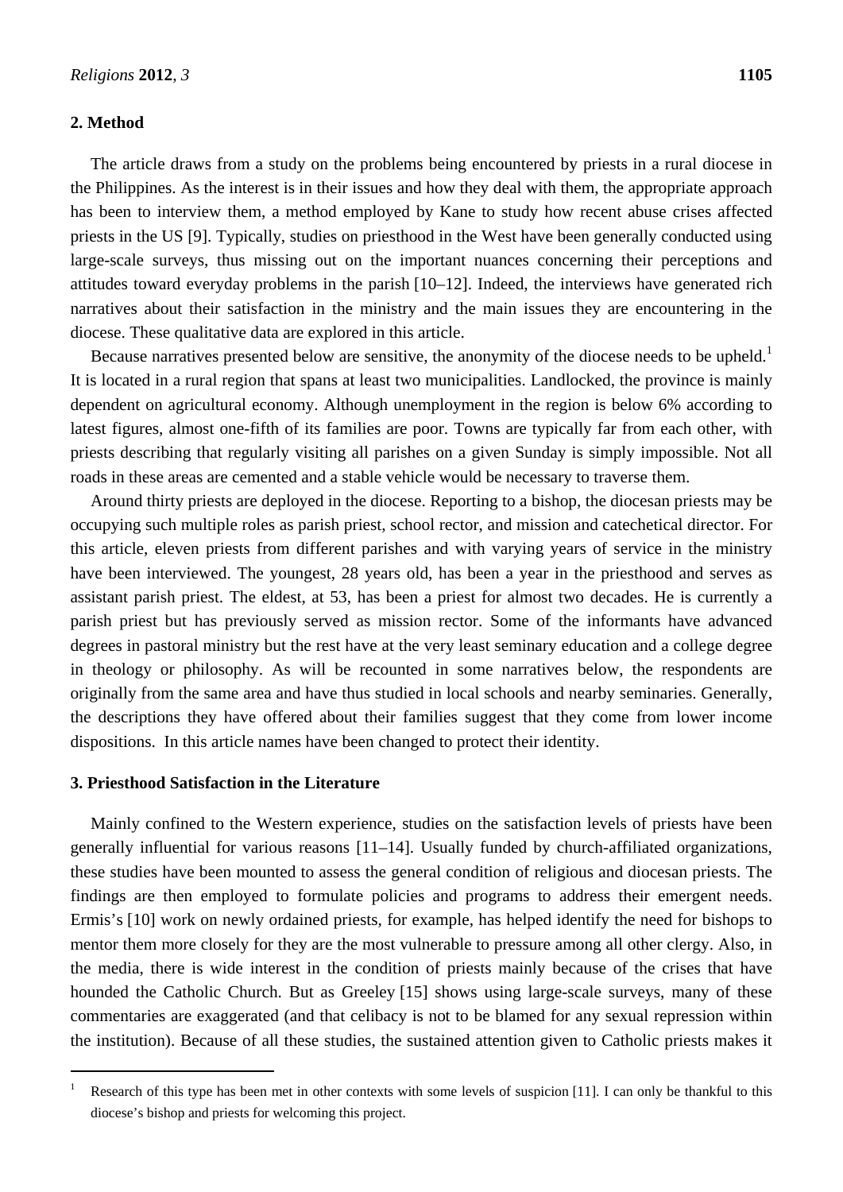## 2. Method

The article draws from a study on the problems being encountered by priests in a rural diocese in the Philippines. As the interest is in their issues and how they deal with them, the appropriate approach has been to interview them, a method employed by Kane to study how recent abuse crises affected priests in the US [9]. Typically, studies on priesthood in the West have been generally conducted using large-scale surveys, thus missing out on the important nuances concerning their perceptions and attitudes toward everyday problems in the parish [10–12]. Indeed, the interviews have generated rich narratives about their satisfaction in the ministry and the main issues they are encountering in the diocese. These qualitative data are explored in this article.

Because narratives presented below are sensitive, the anonymity of the diocese needs to be upheld.[1] It is located in a rural region that spans at least two municipalities. Landlocked, the province is mainly dependent on agricultural economy. Although unemployment in the region is below 6% according to latest figures, almost one-fifth of its families are poor. Towns are typically far from each other, with priests describing that regularly visiting all parishes on a given Sunday is simply impossible. Not all roads in these areas are cemented and a stable vehicle would be necessary to traverse them.

Around thirty priests are deployed in the diocese. Reporting to a bishop, the diocesan priests may be occupying such multiple roles as parish priest, school rector, and mission and catechetical director. For this article, eleven priests from different parishes and with varying years of service in the ministry have been interviewed. The youngest, 28 years old, has been a year in the priesthood and serves as assistant parish priest. The eldest, at 53, has been a priest for almost two decades. He is currently a parish priest but has previously served as mission rector. Some of the informants have advanced degrees in pastoral ministry but the rest have at the very least seminary education and a college degree in theology or philosophy. As will be recounted in some narratives below, the respondents are originally from the same area and have thus studied in local schools and nearby seminaries. Generally, the descriptions they have offered about their families suggest that they come from lower income dispositions. In this article names have been changed to protect their identity.

## 3. Priesthood Satisfaction in the Literature

Mainly confined to the Western experience, studies on the satisfaction levels of priests have been generally influential for various reasons [11–14]. Usually funded by church-affiliated organizations, these studies have been mounted to assess the general condition of religious and diocesan priests. The findings are then employed to formulate policies and programs to address their emergent needs. Ermis's [10] work on newly ordained priests, for example, has helped identify the need for bishops to mentor them more closely for they are the most vulnerable to pressure among all other clergy. Also, in the media, there is wide interest in the condition of priests mainly because of the crises that have hounded the Catholic Church. But as Greeley [15] shows using large-scale surveys, many of these commentaries are exaggerated (and that celibacy is not to be blamed for any sexual repression within the institution). Because of all these studies, the sustained attention given to Catholic priests makes it

---

[1] Research of this type has been met in other contexts with some levels of suspicion [11]. I can only be thankful to this diocese's bishop and priests for welcoming this project.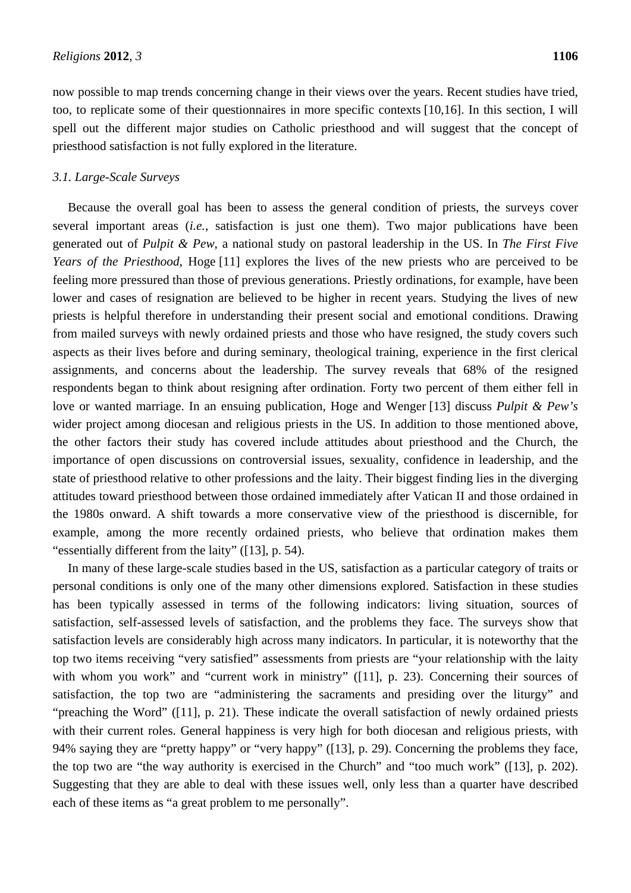now possible to map trends concerning change in their views over the years. Recent studies have tried, too, to replicate some of their questionnaires in more specific contexts [10,16]. In this section, I will spell out the different major studies on Catholic priesthood and will suggest that the concept of priesthood satisfaction is not fully explored in the literature.

### *3.1. Large-Scale Surveys*

Because the overall goal has been to assess the general condition of priests, the surveys cover several important areas (*i.e.*, satisfaction is just one them). Two major publications have been generated out of *Pulpit & Pew*, a national study on pastoral leadership in the US. In *The First Five Years of the Priesthood*, Hoge [11] explores the lives of the new priests who are perceived to be feeling more pressured than those of previous generations. Priestly ordinations, for example, have been lower and cases of resignation are believed to be higher in recent years. Studying the lives of new priests is helpful therefore in understanding their present social and emotional conditions. Drawing from mailed surveys with newly ordained priests and those who have resigned, the study covers such aspects as their lives before and during seminary, theological training, experience in the first clerical assignments, and concerns about the leadership. The survey reveals that 68% of the resigned respondents began to think about resigning after ordination. Forty two percent of them either fell in love or wanted marriage. In an ensuing publication, Hoge and Wenger [13] discuss *Pulpit & Pew's* wider project among diocesan and religious priests in the US. In addition to those mentioned above, the other factors their study has covered include attitudes about priesthood and the Church, the importance of open discussions on controversial issues, sexuality, confidence in leadership, and the state of priesthood relative to other professions and the laity. Their biggest finding lies in the diverging attitudes toward priesthood between those ordained immediately after Vatican II and those ordained in the 1980s onward. A shift towards a more conservative view of the priesthood is discernible, for example, among the more recently ordained priests, who believe that ordination makes them "essentially different from the laity" ([13], p. 54).

In many of these large-scale studies based in the US, satisfaction as a particular category of traits or personal conditions is only one of the many other dimensions explored. Satisfaction in these studies has been typically assessed in terms of the following indicators: living situation, sources of satisfaction, self-assessed levels of satisfaction, and the problems they face. The surveys show that satisfaction levels are considerably high across many indicators. In particular, it is noteworthy that the top two items receiving "very satisfied" assessments from priests are "your relationship with the laity with whom you work" and "current work in ministry" ([11], p. 23). Concerning their sources of satisfaction, the top two are "administering the sacraments and presiding over the liturgy" and "preaching the Word" ([11], p. 21). These indicate the overall satisfaction of newly ordained priests with their current roles. General happiness is very high for both diocesan and religious priests, with 94% saying they are "pretty happy" or "very happy" ([13], p. 29). Concerning the problems they face, the top two are "the way authority is exercised in the Church" and "too much work" ([13], p. 202). Suggesting that they are able to deal with these issues well, only less than a quarter have described each of these items as "a great problem to me personally".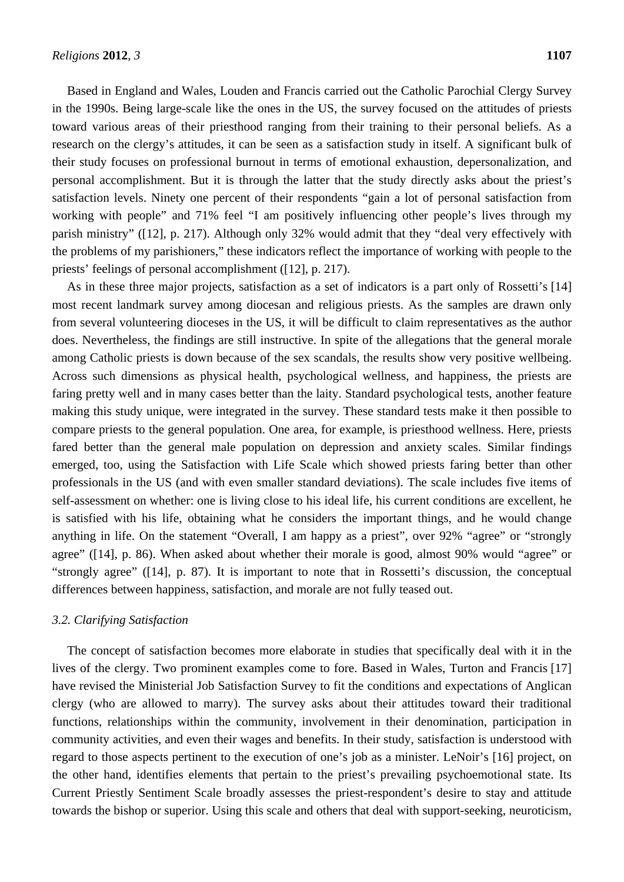Based in England and Wales, Louden and Francis carried out the Catholic Parochial Clergy Survey in the 1990s. Being large-scale like the ones in the US, the survey focused on the attitudes of priests toward various areas of their priesthood ranging from their training to their personal beliefs. As a research on the clergy's attitudes, it can be seen as a satisfaction study in itself. A significant bulk of their study focuses on professional burnout in terms of emotional exhaustion, depersonalization, and personal accomplishment. But it is through the latter that the study directly asks about the priest's satisfaction levels. Ninety one percent of their respondents "gain a lot of personal satisfaction from working with people" and 71% feel "I am positively influencing other people's lives through my parish ministry" ([12], p. 217). Although only 32% would admit that they "deal very effectively with the problems of my parishioners," these indicators reflect the importance of working with people to the priests' feelings of personal accomplishment ([12], p. 217).

As in these three major projects, satisfaction as a set of indicators is a part only of Rossetti's [14] most recent landmark survey among diocesan and religious priests. As the samples are drawn only from several volunteering dioceses in the US, it will be difficult to claim representatives as the author does. Nevertheless, the findings are still instructive. In spite of the allegations that the general morale among Catholic priests is down because of the sex scandals, the results show very positive wellbeing. Across such dimensions as physical health, psychological wellness, and happiness, the priests are faring pretty well and in many cases better than the laity. Standard psychological tests, another feature making this study unique, were integrated in the survey. These standard tests make it then possible to compare priests to the general population. One area, for example, is priesthood wellness. Here, priests fared better than the general male population on depression and anxiety scales. Similar findings emerged, too, using the Satisfaction with Life Scale which showed priests faring better than other professionals in the US (and with even smaller standard deviations). The scale includes five items of self-assessment on whether: one is living close to his ideal life, his current conditions are excellent, he is satisfied with his life, obtaining what he considers the important things, and he would change anything in life. On the statement "Overall, I am happy as a priest", over 92% "agree" or "strongly agree" ([14], p. 86). When asked about whether their morale is good, almost 90% would "agree" or "strongly agree" ([14], p. 87). It is important to note that in Rossetti's discussion, the conceptual differences between happiness, satisfaction, and morale are not fully teased out.

### *3.2. Clarifying Satisfaction*

The concept of satisfaction becomes more elaborate in studies that specifically deal with it in the lives of the clergy. Two prominent examples come to fore. Based in Wales, Turton and Francis [17] have revised the Ministerial Job Satisfaction Survey to fit the conditions and expectations of Anglican clergy (who are allowed to marry). The survey asks about their attitudes toward their traditional functions, relationships within the community, involvement in their denomination, participation in community activities, and even their wages and benefits. In their study, satisfaction is understood with regard to those aspects pertinent to the execution of one's job as a minister. LeNoir's [16] project, on the other hand, identifies elements that pertain to the priest's prevailing psychoemotional state. Its Current Priestly Sentiment Scale broadly assesses the priest-respondent's desire to stay and attitude towards the bishop or superior. Using this scale and others that deal with support-seeking, neuroticism,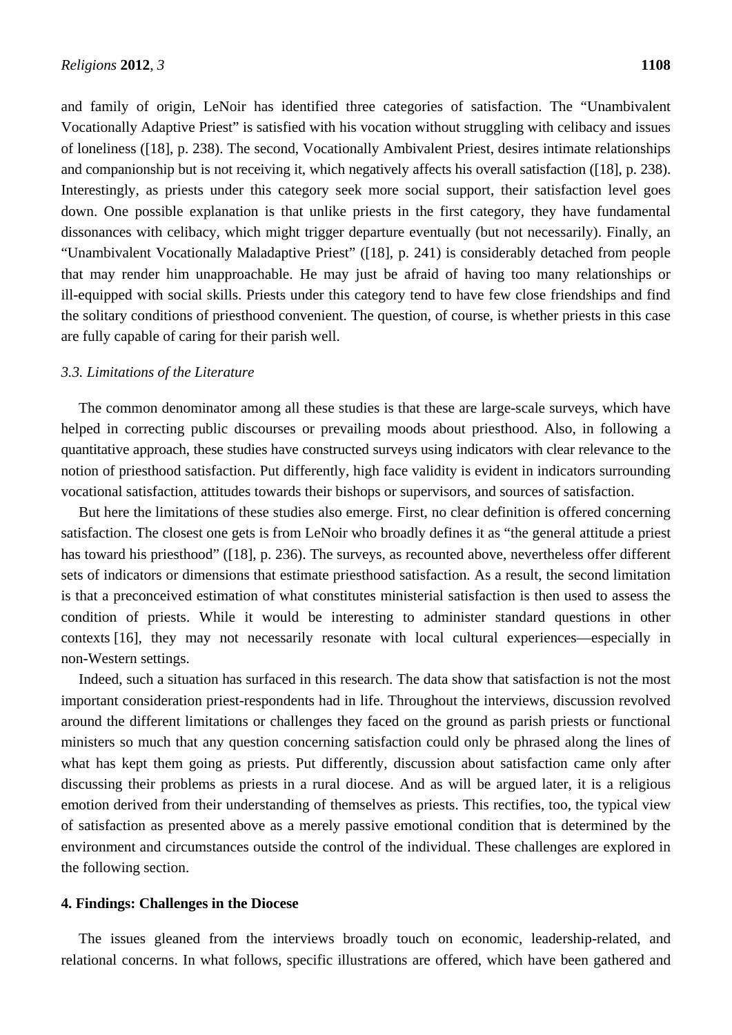and family of origin, LeNoir has identified three categories of satisfaction. The "Unambivalent Vocationally Adaptive Priest" is satisfied with his vocation without struggling with celibacy and issues of loneliness ([18], p. 238). The second, Vocationally Ambivalent Priest, desires intimate relationships and companionship but is not receiving it, which negatively affects his overall satisfaction ([18], p. 238). Interestingly, as priests under this category seek more social support, their satisfaction level goes down. One possible explanation is that unlike priests in the first category, they have fundamental dissonances with celibacy, which might trigger departure eventually (but not necessarily). Finally, an "Unambivalent Vocationally Maladaptive Priest" ([18], p. 241) is considerably detached from people that may render him unapproachable. He may just be afraid of having too many relationships or ill-equipped with social skills. Priests under this category tend to have few close friendships and find the solitary conditions of priesthood convenient. The question, of course, is whether priests in this case are fully capable of caring for their parish well.

### *3.3. Limitations of the Literature*

The common denominator among all these studies is that these are large-scale surveys, which have helped in correcting public discourses or prevailing moods about priesthood. Also, in following a quantitative approach, these studies have constructed surveys using indicators with clear relevance to the notion of priesthood satisfaction. Put differently, high face validity is evident in indicators surrounding vocational satisfaction, attitudes towards their bishops or supervisors, and sources of satisfaction.

But here the limitations of these studies also emerge. First, no clear definition is offered concerning satisfaction. The closest one gets is from LeNoir who broadly defines it as "the general attitude a priest has toward his priesthood" ([18], p. 236). The surveys, as recounted above, nevertheless offer different sets of indicators or dimensions that estimate priesthood satisfaction. As a result, the second limitation is that a preconceived estimation of what constitutes ministerial satisfaction is then used to assess the condition of priests. While it would be interesting to administer standard questions in other contexts [16], they may not necessarily resonate with local cultural experiences—especially in non-Western settings.

Indeed, such a situation has surfaced in this research. The data show that satisfaction is not the most important consideration priest-respondents had in life. Throughout the interviews, discussion revolved around the different limitations or challenges they faced on the ground as parish priests or functional ministers so much that any question concerning satisfaction could only be phrased along the lines of what has kept them going as priests. Put differently, discussion about satisfaction came only after discussing their problems as priests in a rural diocese. And as will be argued later, it is a religious emotion derived from their understanding of themselves as priests. This rectifies, too, the typical view of satisfaction as presented above as a merely passive emotional condition that is determined by the environment and circumstances outside the control of the individual. These challenges are explored in the following section.

## **4. Findings: Challenges in the Diocese**

The issues gleaned from the interviews broadly touch on economic, leadership-related, and relational concerns. In what follows, specific illustrations are offered, which have been gathered and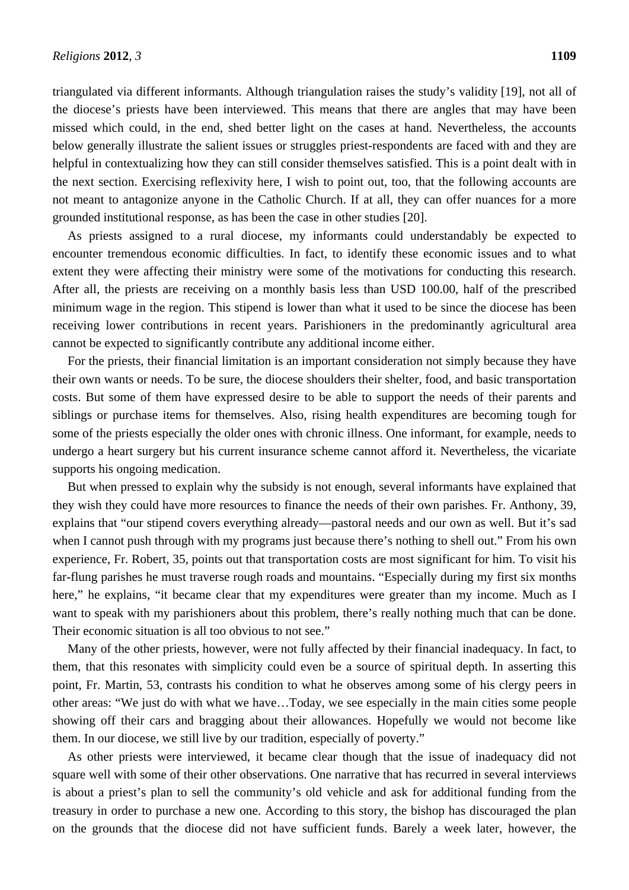triangulated via different informants. Although triangulation raises the study's validity [19], not all of the diocese's priests have been interviewed. This means that there are angles that may have been missed which could, in the end, shed better light on the cases at hand. Nevertheless, the accounts below generally illustrate the salient issues or struggles priest-respondents are faced with and they are helpful in contextualizing how they can still consider themselves satisfied. This is a point dealt with in the next section. Exercising reflexivity here, I wish to point out, too, that the following accounts are not meant to antagonize anyone in the Catholic Church. If at all, they can offer nuances for a more grounded institutional response, as has been the case in other studies [20].

As priests assigned to a rural diocese, my informants could understandably be expected to encounter tremendous economic difficulties. In fact, to identify these economic issues and to what extent they were affecting their ministry were some of the motivations for conducting this research. After all, the priests are receiving on a monthly basis less than USD 100.00, half of the prescribed minimum wage in the region. This stipend is lower than what it used to be since the diocese has been receiving lower contributions in recent years. Parishioners in the predominantly agricultural area cannot be expected to significantly contribute any additional income either.

For the priests, their financial limitation is an important consideration not simply because they have their own wants or needs. To be sure, the diocese shoulders their shelter, food, and basic transportation costs. But some of them have expressed desire to be able to support the needs of their parents and siblings or purchase items for themselves. Also, rising health expenditures are becoming tough for some of the priests especially the older ones with chronic illness. One informant, for example, needs to undergo a heart surgery but his current insurance scheme cannot afford it. Nevertheless, the vicariate supports his ongoing medication.

But when pressed to explain why the subsidy is not enough, several informants have explained that they wish they could have more resources to finance the needs of their own parishes. Fr. Anthony, 39, explains that "our stipend covers everything already—pastoral needs and our own as well. But it's sad when I cannot push through with my programs just because there's nothing to shell out." From his own experience, Fr. Robert, 35, points out that transportation costs are most significant for him. To visit his far-flung parishes he must traverse rough roads and mountains. "Especially during my first six months here," he explains, "it became clear that my expenditures were greater than my income. Much as I want to speak with my parishioners about this problem, there's really nothing much that can be done. Their economic situation is all too obvious to not see."

Many of the other priests, however, were not fully affected by their financial inadequacy. In fact, to them, that this resonates with simplicity could even be a source of spiritual depth. In asserting this point, Fr. Martin, 53, contrasts his condition to what he observes among some of his clergy peers in other areas: "We just do with what we have…Today, we see especially in the main cities some people showing off their cars and bragging about their allowances. Hopefully we would not become like them. In our diocese, we still live by our tradition, especially of poverty."

As other priests were interviewed, it became clear though that the issue of inadequacy did not square well with some of their other observations. One narrative that has recurred in several interviews is about a priest's plan to sell the community's old vehicle and ask for additional funding from the treasury in order to purchase a new one. According to this story, the bishop has discouraged the plan on the grounds that the diocese did not have sufficient funds. Barely a week later, however, the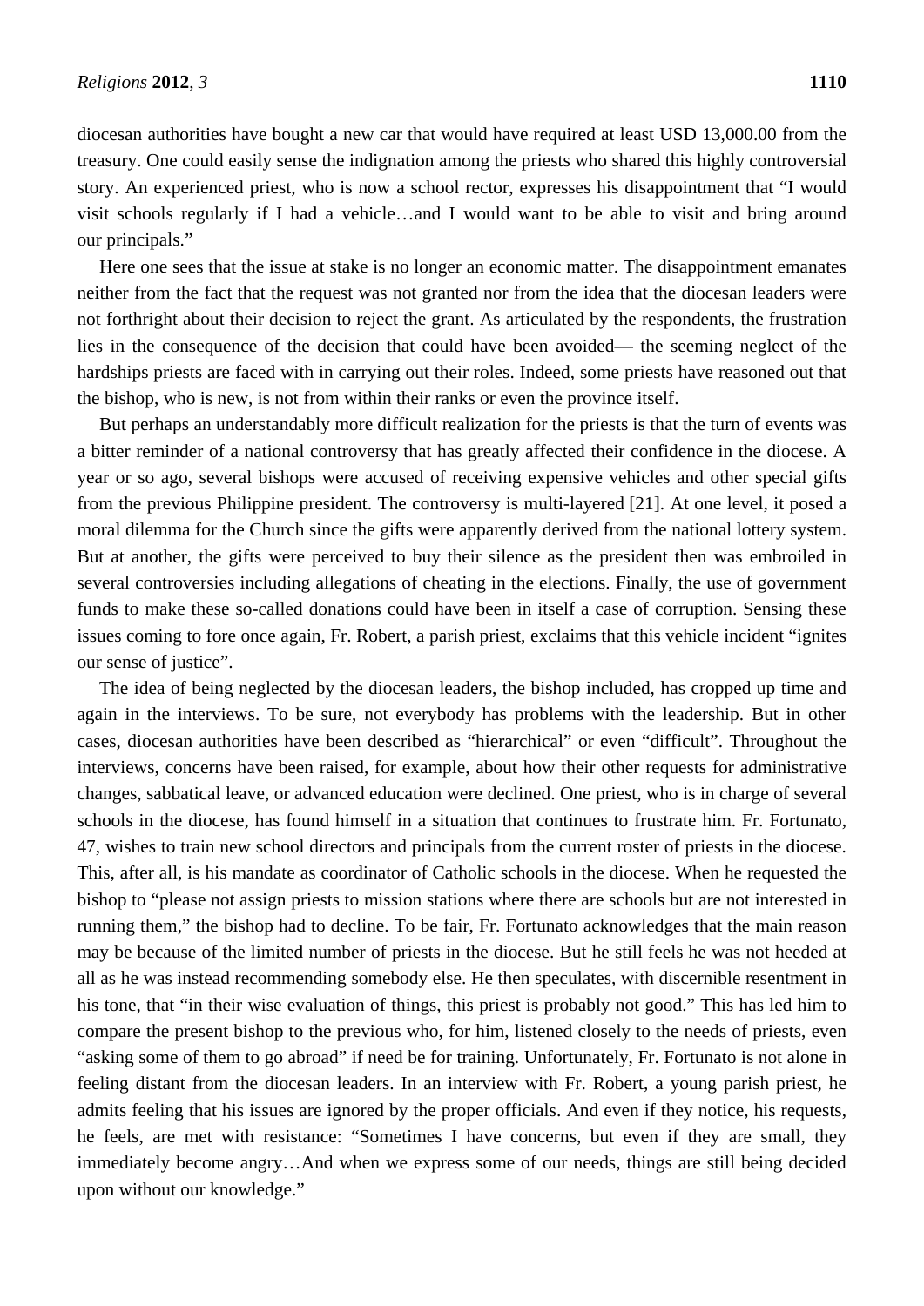diocesan authorities have bought a new car that would have required at least USD 13,000.00 from the treasury. One could easily sense the indignation among the priests who shared this highly controversial story. An experienced priest, who is now a school rector, expresses his disappointment that "I would visit schools regularly if I had a vehicle…and I would want to be able to visit and bring around our principals."

Here one sees that the issue at stake is no longer an economic matter. The disappointment emanates neither from the fact that the request was not granted nor from the idea that the diocesan leaders were not forthright about their decision to reject the grant. As articulated by the respondents, the frustration lies in the consequence of the decision that could have been avoided— the seeming neglect of the hardships priests are faced with in carrying out their roles. Indeed, some priests have reasoned out that the bishop, who is new, is not from within their ranks or even the province itself.

But perhaps an understandably more difficult realization for the priests is that the turn of events was a bitter reminder of a national controversy that has greatly affected their confidence in the diocese. A year or so ago, several bishops were accused of receiving expensive vehicles and other special gifts from the previous Philippine president. The controversy is multi-layered [21]. At one level, it posed a moral dilemma for the Church since the gifts were apparently derived from the national lottery system. But at another, the gifts were perceived to buy their silence as the president then was embroiled in several controversies including allegations of cheating in the elections. Finally, the use of government funds to make these so-called donations could have been in itself a case of corruption. Sensing these issues coming to fore once again, Fr. Robert, a parish priest, exclaims that this vehicle incident "ignites our sense of justice".

The idea of being neglected by the diocesan leaders, the bishop included, has cropped up time and again in the interviews. To be sure, not everybody has problems with the leadership. But in other cases, diocesan authorities have been described as "hierarchical" or even "difficult". Throughout the interviews, concerns have been raised, for example, about how their other requests for administrative changes, sabbatical leave, or advanced education were declined. One priest, who is in charge of several schools in the diocese, has found himself in a situation that continues to frustrate him. Fr. Fortunato, 47, wishes to train new school directors and principals from the current roster of priests in the diocese. This, after all, is his mandate as coordinator of Catholic schools in the diocese. When he requested the bishop to "please not assign priests to mission stations where there are schools but are not interested in running them," the bishop had to decline. To be fair, Fr. Fortunato acknowledges that the main reason may be because of the limited number of priests in the diocese. But he still feels he was not heeded at all as he was instead recommending somebody else. He then speculates, with discernible resentment in his tone, that "in their wise evaluation of things, this priest is probably not good." This has led him to compare the present bishop to the previous who, for him, listened closely to the needs of priests, even "asking some of them to go abroad" if need be for training. Unfortunately, Fr. Fortunato is not alone in feeling distant from the diocesan leaders. In an interview with Fr. Robert, a young parish priest, he admits feeling that his issues are ignored by the proper officials. And even if they notice, his requests, he feels, are met with resistance: "Sometimes I have concerns, but even if they are small, they immediately become angry…And when we express some of our needs, things are still being decided upon without our knowledge."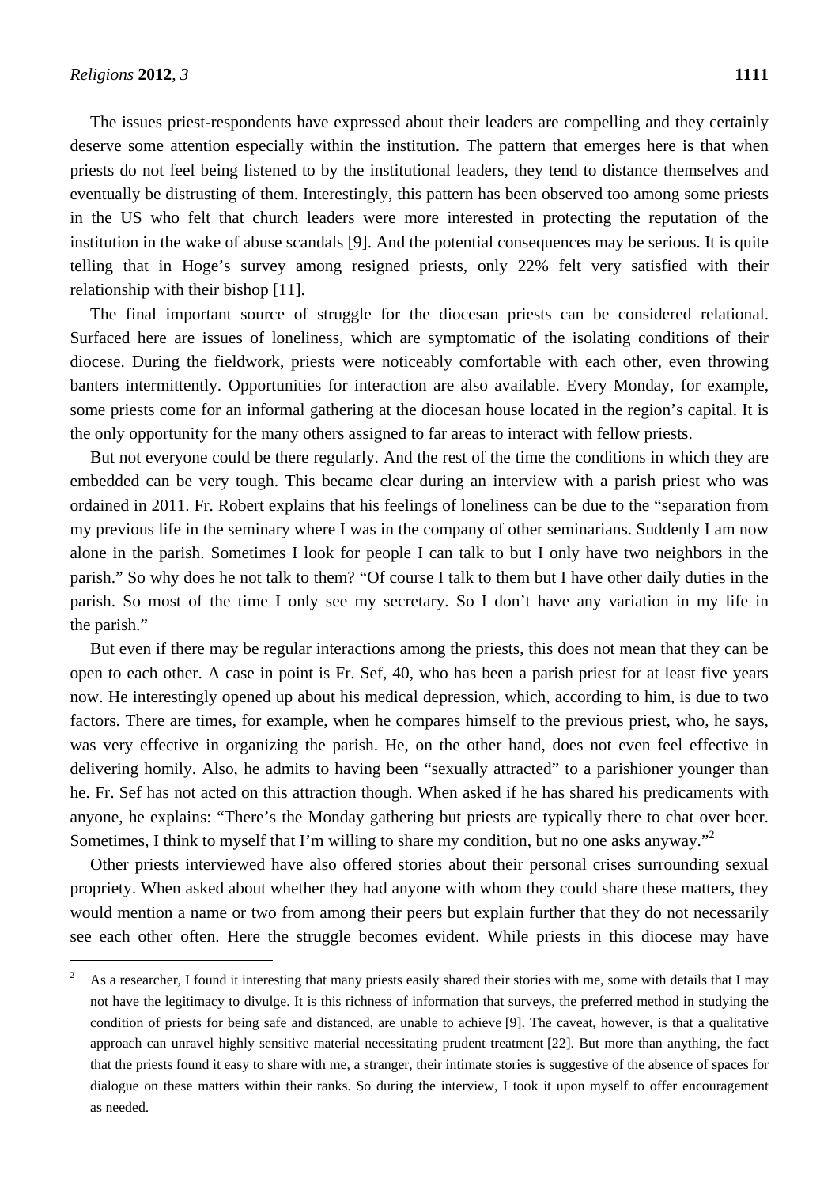The issues priest-respondents have expressed about their leaders are compelling and they certainly deserve some attention especially within the institution. The pattern that emerges here is that when priests do not feel being listened to by the institutional leaders, they tend to distance themselves and eventually be distrusting of them. Interestingly, this pattern has been observed too among some priests in the US who felt that church leaders were more interested in protecting the reputation of the institution in the wake of abuse scandals [9]. And the potential consequences may be serious. It is quite telling that in Hoge's survey among resigned priests, only 22% felt very satisfied with their relationship with their bishop [11].

The final important source of struggle for the diocesan priests can be considered relational. Surfaced here are issues of loneliness, which are symptomatic of the isolating conditions of their diocese. During the fieldwork, priests were noticeably comfortable with each other, even throwing banters intermittently. Opportunities for interaction are also available. Every Monday, for example, some priests come for an informal gathering at the diocesan house located in the region's capital. It is the only opportunity for the many others assigned to far areas to interact with fellow priests.

But not everyone could be there regularly. And the rest of the time the conditions in which they are embedded can be very tough. This became clear during an interview with a parish priest who was ordained in 2011. Fr. Robert explains that his feelings of loneliness can be due to the "separation from my previous life in the seminary where I was in the company of other seminarians. Suddenly I am now alone in the parish. Sometimes I look for people I can talk to but I only have two neighbors in the parish." So why does he not talk to them? "Of course I talk to them but I have other daily duties in the parish. So most of the time I only see my secretary. So I don't have any variation in my life in the parish."

But even if there may be regular interactions among the priests, this does not mean that they can be open to each other. A case in point is Fr. Sef, 40, who has been a parish priest for at least five years now. He interestingly opened up about his medical depression, which, according to him, is due to two factors. There are times, for example, when he compares himself to the previous priest, who, he says, was very effective in organizing the parish. He, on the other hand, does not even feel effective in delivering homily. Also, he admits to having been "sexually attracted" to a parishioner younger than he. Fr. Sef has not acted on this attraction though. When asked if he has shared his predicaments with anyone, he explains: "There's the Monday gathering but priests are typically there to chat over beer. Sometimes, I think to myself that I'm willing to share my condition, but no one asks anyway."[2]

Other priests interviewed have also offered stories about their personal crises surrounding sexual propriety. When asked about whether they had anyone with whom they could share these matters, they would mention a name or two from among their peers but explain further that they do not necessarily see each other often. Here the struggle becomes evident. While priests in this diocese may have

---

[2] As a researcher, I found it interesting that many priests easily shared their stories with me, some with details that I may not have the legitimacy to divulge. It is this richness of information that surveys, the preferred method in studying the condition of priests for being safe and distanced, are unable to achieve [9]. The caveat, however, is that a qualitative approach can unravel highly sensitive material necessitating prudent treatment [22]. But more than anything, the fact that the priests found it easy to share with me, a stranger, their intimate stories is suggestive of the absence of spaces for dialogue on these matters within their ranks. So during the interview, I took it upon myself to offer encouragement as needed.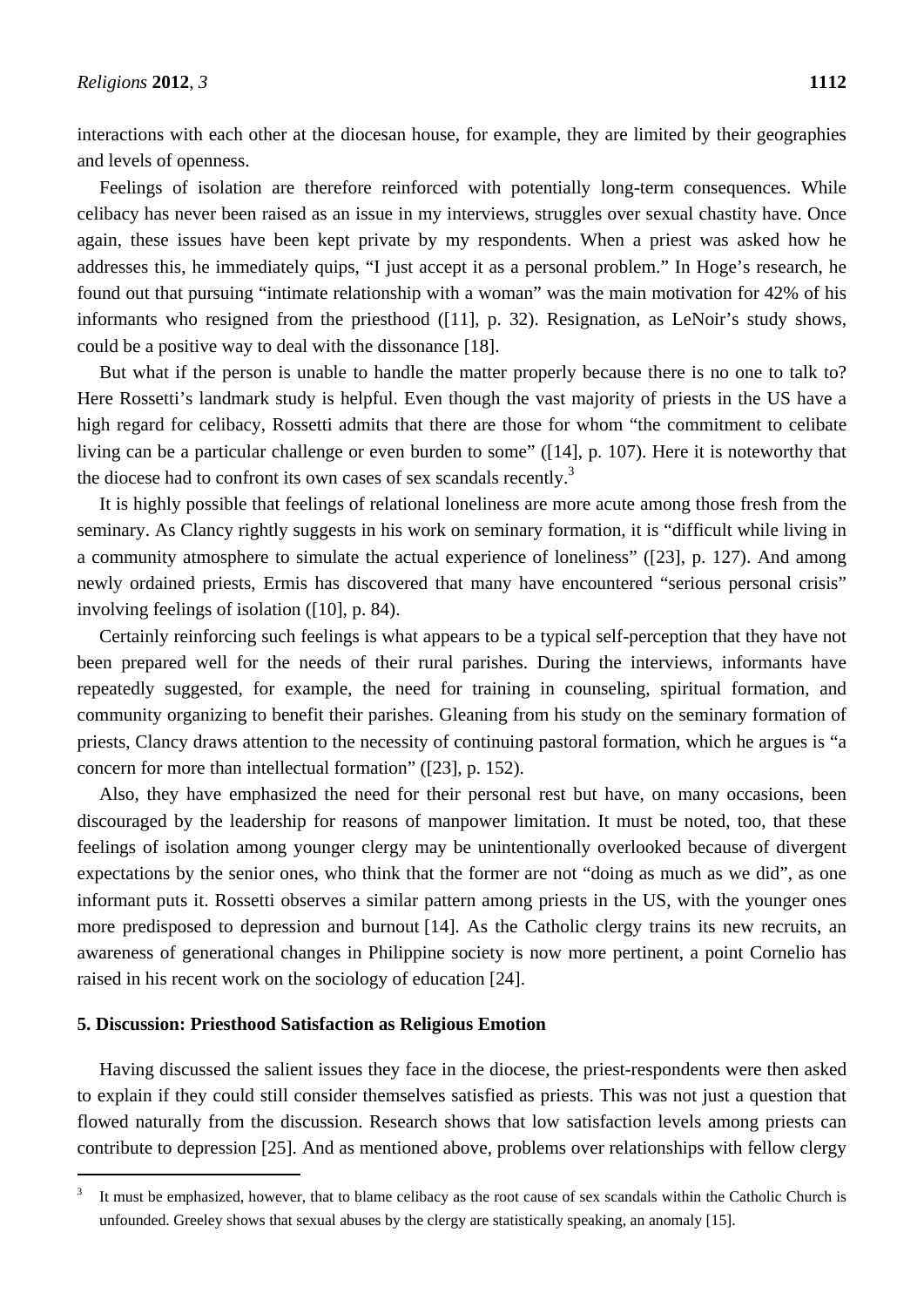interactions with each other at the diocesan house, for example, they are limited by their geographies and levels of openness.

Feelings of isolation are therefore reinforced with potentially long-term consequences. While celibacy has never been raised as an issue in my interviews, struggles over sexual chastity have. Once again, these issues have been kept private by my respondents. When a priest was asked how he addresses this, he immediately quips, "I just accept it as a personal problem." In Hoge's research, he found out that pursuing "intimate relationship with a woman" was the main motivation for 42% of his informants who resigned from the priesthood ([11], p. 32). Resignation, as LeNoir's study shows, could be a positive way to deal with the dissonance [18].

But what if the person is unable to handle the matter properly because there is no one to talk to? Here Rossetti's landmark study is helpful. Even though the vast majority of priests in the US have a high regard for celibacy, Rossetti admits that there are those for whom "the commitment to celibate living can be a particular challenge or even burden to some" ([14], p. 107). Here it is noteworthy that the diocese had to confront its own cases of sex scandals recently.[3]

It is highly possible that feelings of relational loneliness are more acute among those fresh from the seminary. As Clancy rightly suggests in his work on seminary formation, it is "difficult while living in a community atmosphere to simulate the actual experience of loneliness" ([23], p. 127). And among newly ordained priests, Ermis has discovered that many have encountered "serious personal crisis" involving feelings of isolation ([10], p. 84).

Certainly reinforcing such feelings is what appears to be a typical self-perception that they have not been prepared well for the needs of their rural parishes. During the interviews, informants have repeatedly suggested, for example, the need for training in counseling, spiritual formation, and community organizing to benefit their parishes. Gleaning from his study on the seminary formation of priests, Clancy draws attention to the necessity of continuing pastoral formation, which he argues is "a concern for more than intellectual formation" ([23], p. 152).

Also, they have emphasized the need for their personal rest but have, on many occasions, been discouraged by the leadership for reasons of manpower limitation. It must be noted, too, that these feelings of isolation among younger clergy may be unintentionally overlooked because of divergent expectations by the senior ones, who think that the former are not "doing as much as we did", as one informant puts it. Rossetti observes a similar pattern among priests in the US, with the younger ones more predisposed to depression and burnout [14]. As the Catholic clergy trains its new recruits, an awareness of generational changes in Philippine society is now more pertinent, a point Cornelio has raised in his recent work on the sociology of education [24].

## 5. Discussion: Priesthood Satisfaction as Religious Emotion

Having discussed the salient issues they face in the diocese, the priest-respondents were then asked to explain if they could still consider themselves satisfied as priests. This was not just a question that flowed naturally from the discussion. Research shows that low satisfaction levels among priests can contribute to depression [25]. And as mentioned above, problems over relationships with fellow clergy

---

[3] It must be emphasized, however, that to blame celibacy as the root cause of sex scandals within the Catholic Church is unfounded. Greeley shows that sexual abuses by the clergy are statistically speaking, an anomaly [15].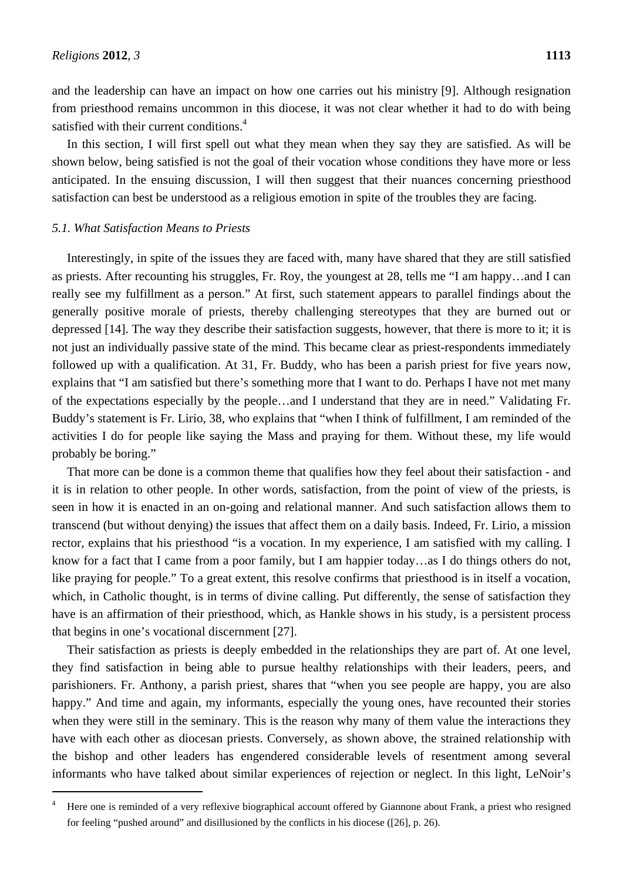and the leadership can have an impact on how one carries out his ministry [9]. Although resignation from priesthood remains uncommon in this diocese, it was not clear whether it had to do with being satisfied with their current conditions.[4]

In this section, I will first spell out what they mean when they say they are satisfied. As will be shown below, being satisfied is not the goal of their vocation whose conditions they have more or less anticipated. In the ensuing discussion, I will then suggest that their nuances concerning priesthood satisfaction can best be understood as a religious emotion in spite of the troubles they are facing.

### *5.1. What Satisfaction Means to Priests*

Interestingly, in spite of the issues they are faced with, many have shared that they are still satisfied as priests. After recounting his struggles, Fr. Roy, the youngest at 28, tells me "I am happy…and I can really see my fulfillment as a person." At first, such statement appears to parallel findings about the generally positive morale of priests, thereby challenging stereotypes that they are burned out or depressed [14]. The way they describe their satisfaction suggests, however, that there is more to it; it is not just an individually passive state of the mind. This became clear as priest-respondents immediately followed up with a qualification. At 31, Fr. Buddy, who has been a parish priest for five years now, explains that "I am satisfied but there's something more that I want to do. Perhaps I have not met many of the expectations especially by the people…and I understand that they are in need." Validating Fr. Buddy's statement is Fr. Lirio, 38, who explains that "when I think of fulfillment, I am reminded of the activities I do for people like saying the Mass and praying for them. Without these, my life would probably be boring."

That more can be done is a common theme that qualifies how they feel about their satisfaction - and it is in relation to other people. In other words, satisfaction, from the point of view of the priests, is seen in how it is enacted in an on-going and relational manner. And such satisfaction allows them to transcend (but without denying) the issues that affect them on a daily basis. Indeed, Fr. Lirio, a mission rector, explains that his priesthood "is a vocation. In my experience, I am satisfied with my calling. I know for a fact that I came from a poor family, but I am happier today…as I do things others do not, like praying for people." To a great extent, this resolve confirms that priesthood is in itself a vocation, which, in Catholic thought, is in terms of divine calling. Put differently, the sense of satisfaction they have is an affirmation of their priesthood, which, as Hankle shows in his study, is a persistent process that begins in one's vocational discernment [27].

Their satisfaction as priests is deeply embedded in the relationships they are part of. At one level, they find satisfaction in being able to pursue healthy relationships with their leaders, peers, and parishioners. Fr. Anthony, a parish priest, shares that "when you see people are happy, you are also happy." And time and again, my informants, especially the young ones, have recounted their stories when they were still in the seminary. This is the reason why many of them value the interactions they have with each other as diocesan priests. Conversely, as shown above, the strained relationship with the bishop and other leaders has engendered considerable levels of resentment among several informants who have talked about similar experiences of rejection or neglect. In this light, LeNoir's

---

[4] Here one is reminded of a very reflexive biographical account offered by Giannone about Frank, a priest who resigned for feeling "pushed around" and disillusioned by the conflicts in his diocese ([26], p. 26).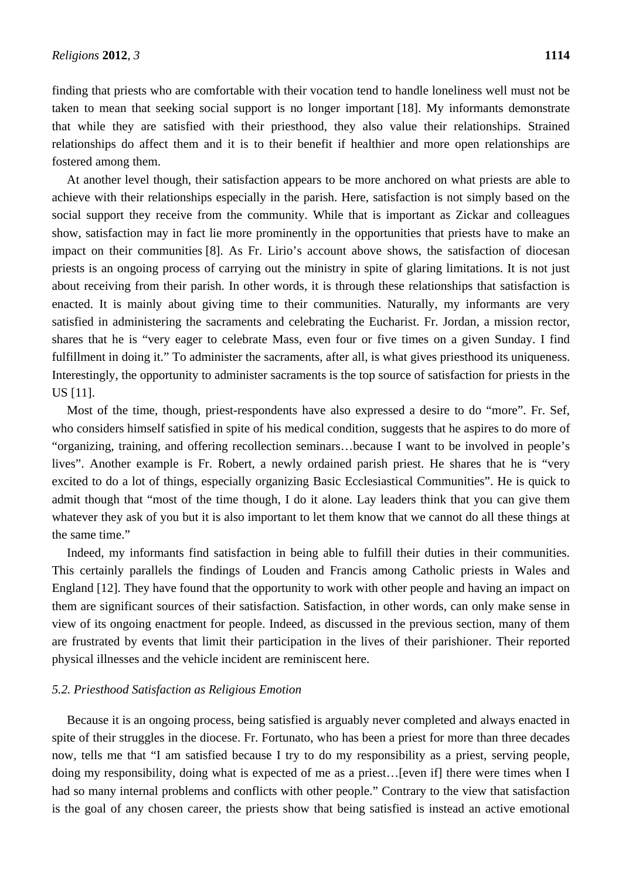finding that priests who are comfortable with their vocation tend to handle loneliness well must not be taken to mean that seeking social support is no longer important [18]. My informants demonstrate that while they are satisfied with their priesthood, they also value their relationships. Strained relationships do affect them and it is to their benefit if healthier and more open relationships are fostered among them.

At another level though, their satisfaction appears to be more anchored on what priests are able to achieve with their relationships especially in the parish. Here, satisfaction is not simply based on the social support they receive from the community. While that is important as Zickar and colleagues show, satisfaction may in fact lie more prominently in the opportunities that priests have to make an impact on their communities [8]. As Fr. Lirio's account above shows, the satisfaction of diocesan priests is an ongoing process of carrying out the ministry in spite of glaring limitations. It is not just about receiving from their parish. In other words, it is through these relationships that satisfaction is enacted. It is mainly about giving time to their communities. Naturally, my informants are very satisfied in administering the sacraments and celebrating the Eucharist. Fr. Jordan, a mission rector, shares that he is "very eager to celebrate Mass, even four or five times on a given Sunday. I find fulfillment in doing it." To administer the sacraments, after all, is what gives priesthood its uniqueness. Interestingly, the opportunity to administer sacraments is the top source of satisfaction for priests in the US [11].

Most of the time, though, priest-respondents have also expressed a desire to do "more". Fr. Sef, who considers himself satisfied in spite of his medical condition, suggests that he aspires to do more of "organizing, training, and offering recollection seminars…because I want to be involved in people's lives". Another example is Fr. Robert, a newly ordained parish priest. He shares that he is "very excited to do a lot of things, especially organizing Basic Ecclesiastical Communities". He is quick to admit though that "most of the time though, I do it alone. Lay leaders think that you can give them whatever they ask of you but it is also important to let them know that we cannot do all these things at the same time."

Indeed, my informants find satisfaction in being able to fulfill their duties in their communities. This certainly parallels the findings of Louden and Francis among Catholic priests in Wales and England [12]. They have found that the opportunity to work with other people and having an impact on them are significant sources of their satisfaction. Satisfaction, in other words, can only make sense in view of its ongoing enactment for people. Indeed, as discussed in the previous section, many of them are frustrated by events that limit their participation in the lives of their parishioner. Their reported physical illnesses and the vehicle incident are reminiscent here.

### *5.2. Priesthood Satisfaction as Religious Emotion*

Because it is an ongoing process, being satisfied is arguably never completed and always enacted in spite of their struggles in the diocese. Fr. Fortunato, who has been a priest for more than three decades now, tells me that "I am satisfied because I try to do my responsibility as a priest, serving people, doing my responsibility, doing what is expected of me as a priest…[even if] there were times when I had so many internal problems and conflicts with other people." Contrary to the view that satisfaction is the goal of any chosen career, the priests show that being satisfied is instead an active emotional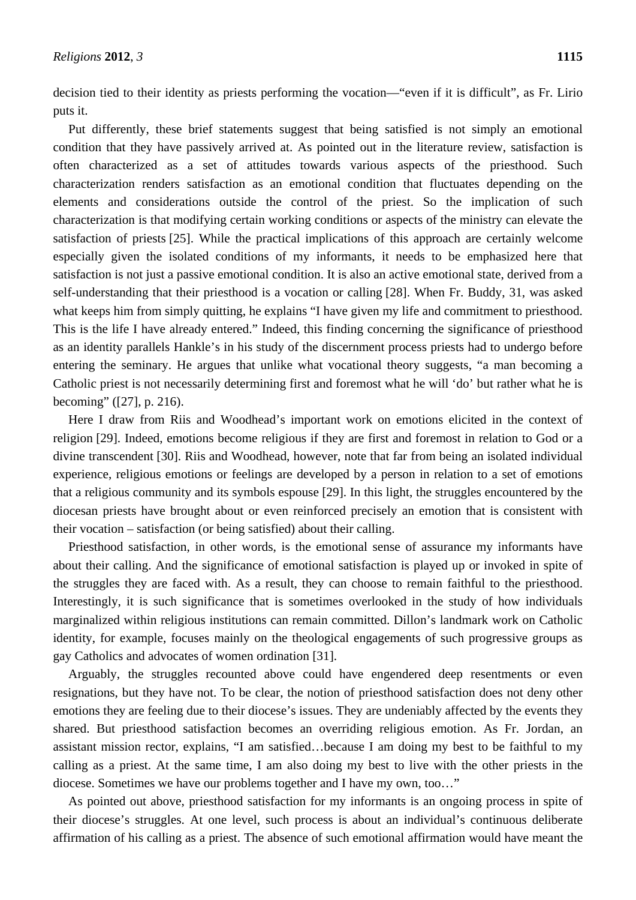decision tied to their identity as priests performing the vocation—"even if it is difficult", as Fr. Lirio puts it.

Put differently, these brief statements suggest that being satisfied is not simply an emotional condition that they have passively arrived at. As pointed out in the literature review, satisfaction is often characterized as a set of attitudes towards various aspects of the priesthood. Such characterization renders satisfaction as an emotional condition that fluctuates depending on the elements and considerations outside the control of the priest. So the implication of such characterization is that modifying certain working conditions or aspects of the ministry can elevate the satisfaction of priests [25]. While the practical implications of this approach are certainly welcome especially given the isolated conditions of my informants, it needs to be emphasized here that satisfaction is not just a passive emotional condition. It is also an active emotional state, derived from a self-understanding that their priesthood is a vocation or calling [28]. When Fr. Buddy, 31, was asked what keeps him from simply quitting, he explains "I have given my life and commitment to priesthood. This is the life I have already entered." Indeed, this finding concerning the significance of priesthood as an identity parallels Hankle's in his study of the discernment process priests had to undergo before entering the seminary. He argues that unlike what vocational theory suggests, "a man becoming a Catholic priest is not necessarily determining first and foremost what he will 'do' but rather what he is becoming" ([27], p. 216).

Here I draw from Riis and Woodhead's important work on emotions elicited in the context of religion [29]. Indeed, emotions become religious if they are first and foremost in relation to God or a divine transcendent [30]. Riis and Woodhead, however, note that far from being an isolated individual experience, religious emotions or feelings are developed by a person in relation to a set of emotions that a religious community and its symbols espouse [29]. In this light, the struggles encountered by the diocesan priests have brought about or even reinforced precisely an emotion that is consistent with their vocation – satisfaction (or being satisfied) about their calling.

Priesthood satisfaction, in other words, is the emotional sense of assurance my informants have about their calling. And the significance of emotional satisfaction is played up or invoked in spite of the struggles they are faced with. As a result, they can choose to remain faithful to the priesthood. Interestingly, it is such significance that is sometimes overlooked in the study of how individuals marginalized within religious institutions can remain committed. Dillon's landmark work on Catholic identity, for example, focuses mainly on the theological engagements of such progressive groups as gay Catholics and advocates of women ordination [31].

Arguably, the struggles recounted above could have engendered deep resentments or even resignations, but they have not. To be clear, the notion of priesthood satisfaction does not deny other emotions they are feeling due to their diocese's issues. They are undeniably affected by the events they shared. But priesthood satisfaction becomes an overriding religious emotion. As Fr. Jordan, an assistant mission rector, explains, "I am satisfied…because I am doing my best to be faithful to my calling as a priest. At the same time, I am also doing my best to live with the other priests in the diocese. Sometimes we have our problems together and I have my own, too…"

As pointed out above, priesthood satisfaction for my informants is an ongoing process in spite of their diocese's struggles. At one level, such process is about an individual's continuous deliberate affirmation of his calling as a priest. The absence of such emotional affirmation would have meant the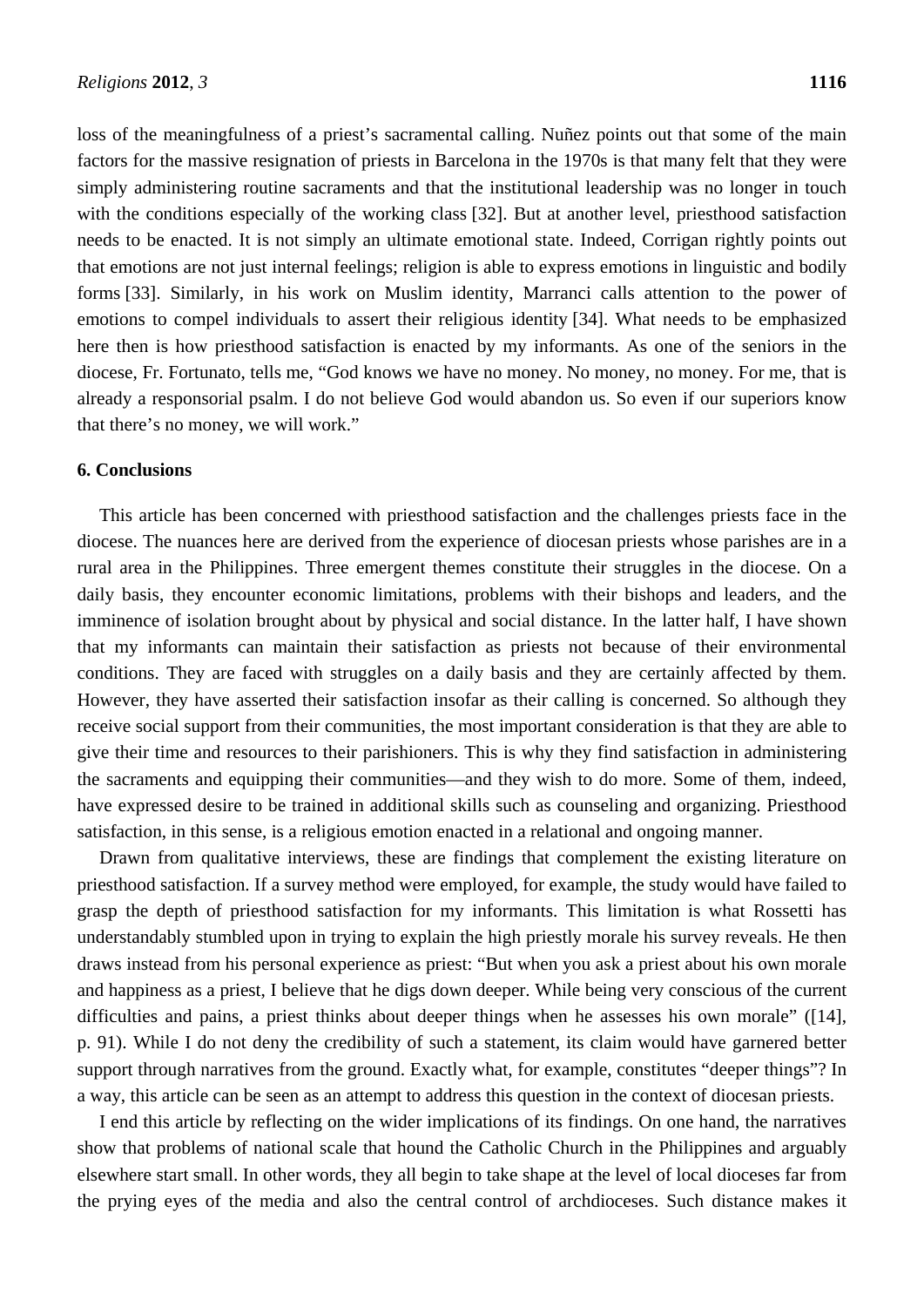loss of the meaningfulness of a priest's sacramental calling. Nuñez points out that some of the main factors for the massive resignation of priests in Barcelona in the 1970s is that many felt that they were simply administering routine sacraments and that the institutional leadership was no longer in touch with the conditions especially of the working class [32]. But at another level, priesthood satisfaction needs to be enacted. It is not simply an ultimate emotional state. Indeed, Corrigan rightly points out that emotions are not just internal feelings; religion is able to express emotions in linguistic and bodily forms [33]. Similarly, in his work on Muslim identity, Marranci calls attention to the power of emotions to compel individuals to assert their religious identity [34]. What needs to be emphasized here then is how priesthood satisfaction is enacted by my informants. As one of the seniors in the diocese, Fr. Fortunato, tells me, "God knows we have no money. No money, no money. For me, that is already a responsorial psalm. I do not believe God would abandon us. So even if our superiors know that there's no money, we will work."

## 6. Conclusions

This article has been concerned with priesthood satisfaction and the challenges priests face in the diocese. The nuances here are derived from the experience of diocesan priests whose parishes are in a rural area in the Philippines. Three emergent themes constitute their struggles in the diocese. On a daily basis, they encounter economic limitations, problems with their bishops and leaders, and the imminence of isolation brought about by physical and social distance. In the latter half, I have shown that my informants can maintain their satisfaction as priests not because of their environmental conditions. They are faced with struggles on a daily basis and they are certainly affected by them. However, they have asserted their satisfaction insofar as their calling is concerned. So although they receive social support from their communities, the most important consideration is that they are able to give their time and resources to their parishioners. This is why they find satisfaction in administering the sacraments and equipping their communities—and they wish to do more. Some of them, indeed, have expressed desire to be trained in additional skills such as counseling and organizing. Priesthood satisfaction, in this sense, is a religious emotion enacted in a relational and ongoing manner.

Drawn from qualitative interviews, these are findings that complement the existing literature on priesthood satisfaction. If a survey method were employed, for example, the study would have failed to grasp the depth of priesthood satisfaction for my informants. This limitation is what Rossetti has understandably stumbled upon in trying to explain the high priestly morale his survey reveals. He then draws instead from his personal experience as priest: "But when you ask a priest about his own morale and happiness as a priest, I believe that he digs down deeper. While being very conscious of the current difficulties and pains, a priest thinks about deeper things when he assesses his own morale" ([14], p. 91). While I do not deny the credibility of such a statement, its claim would have garnered better support through narratives from the ground. Exactly what, for example, constitutes "deeper things"? In a way, this article can be seen as an attempt to address this question in the context of diocesan priests.

I end this article by reflecting on the wider implications of its findings. On one hand, the narratives show that problems of national scale that hound the Catholic Church in the Philippines and arguably elsewhere start small. In other words, they all begin to take shape at the level of local dioceses far from the prying eyes of the media and also the central control of archdioceses. Such distance makes it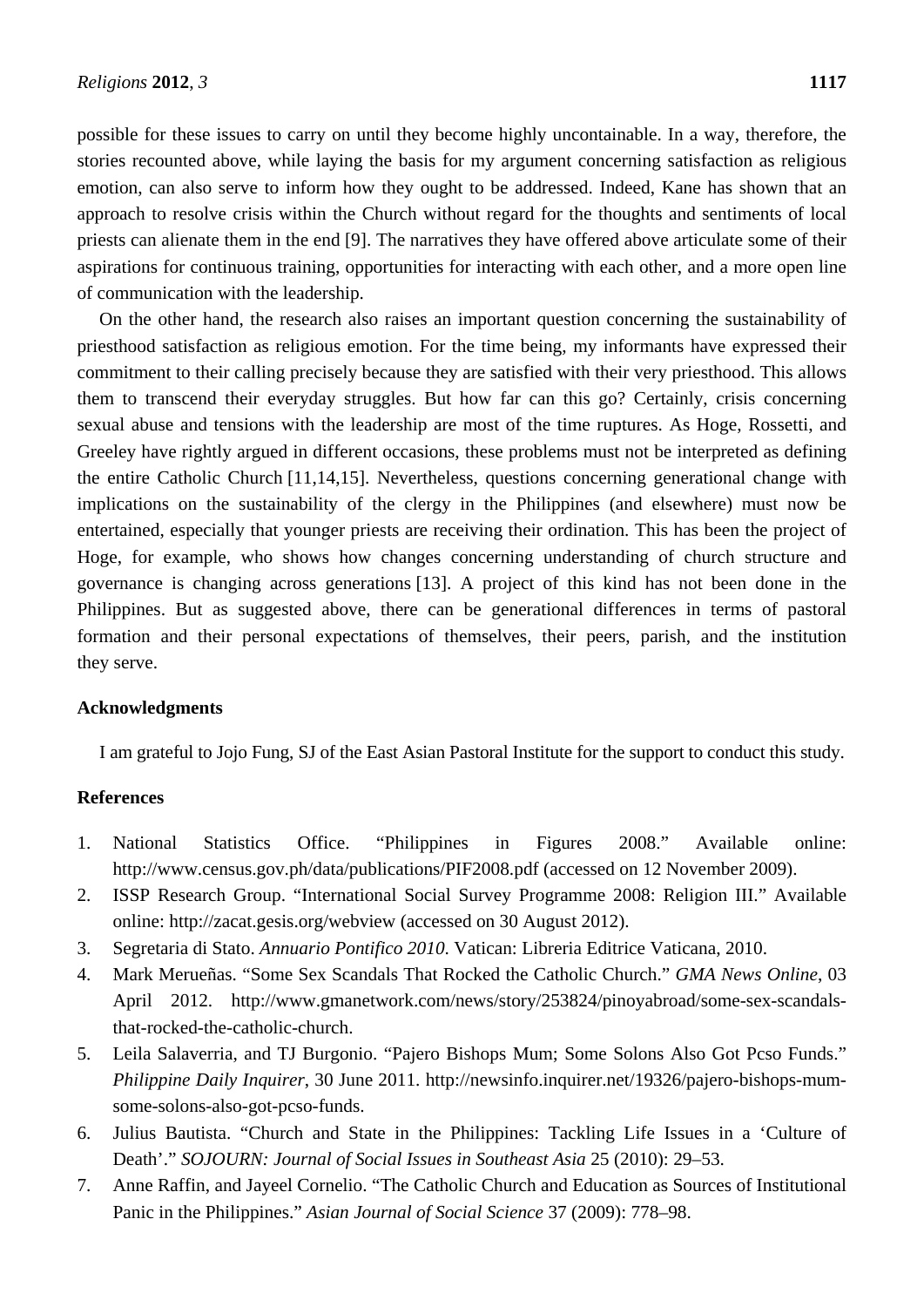possible for these issues to carry on until they become highly uncontainable. In a way, therefore, the stories recounted above, while laying the basis for my argument concerning satisfaction as religious emotion, can also serve to inform how they ought to be addressed. Indeed, Kane has shown that an approach to resolve crisis within the Church without regard for the thoughts and sentiments of local priests can alienate them in the end [9]. The narratives they have offered above articulate some of their aspirations for continuous training, opportunities for interacting with each other, and a more open line of communication with the leadership.

On the other hand, the research also raises an important question concerning the sustainability of priesthood satisfaction as religious emotion. For the time being, my informants have expressed their commitment to their calling precisely because they are satisfied with their very priesthood. This allows them to transcend their everyday struggles. But how far can this go? Certainly, crisis concerning sexual abuse and tensions with the leadership are most of the time ruptures. As Hoge, Rossetti, and Greeley have rightly argued in different occasions, these problems must not be interpreted as defining the entire Catholic Church [11,14,15]. Nevertheless, questions concerning generational change with implications on the sustainability of the clergy in the Philippines (and elsewhere) must now be entertained, especially that younger priests are receiving their ordination. This has been the project of Hoge, for example, who shows how changes concerning understanding of church structure and governance is changing across generations [13]. A project of this kind has not been done in the Philippines. But as suggested above, there can be generational differences in terms of pastoral formation and their personal expectations of themselves, their peers, parish, and the institution they serve.

## Acknowledgments

I am grateful to Jojo Fung, SJ of the East Asian Pastoral Institute for the support to conduct this study.

## References

1. National Statistics Office. "Philippines in Figures 2008." Available online: http://www.census.gov.ph/data/publications/PIF2008.pdf (accessed on 12 November 2009).
2. ISSP Research Group. "International Social Survey Programme 2008: Religion III." Available online: http://zacat.gesis.org/webview (accessed on 30 August 2012).
3. Segretaria di Stato. *Annuario Pontifico 2010*. Vatican: Libreria Editrice Vaticana, 2010.
4. Mark Merueñas. "Some Sex Scandals That Rocked the Catholic Church." *GMA News Online*, 03 April 2012. http://www.gmanetwork.com/news/story/253824/pinoyabroad/some-sex-scandals-that-rocked-the-catholic-church.
5. Leila Salaverria, and TJ Burgonio. "Pajero Bishops Mum; Some Solons Also Got Pcso Funds." *Philippine Daily Inquirer*, 30 June 2011. http://newsinfo.inquirer.net/19326/pajero-bishops-mum-some-solons-also-got-pcso-funds.
6. Julius Bautista. "Church and State in the Philippines: Tackling Life Issues in a 'Culture of Death'." *SOJOURN: Journal of Social Issues in Southeast Asia* 25 (2010): 29–53.
7. Anne Raffin, and Jayeel Cornelio. "The Catholic Church and Education as Sources of Institutional Panic in the Philippines." *Asian Journal of Social Science* 37 (2009): 778–98.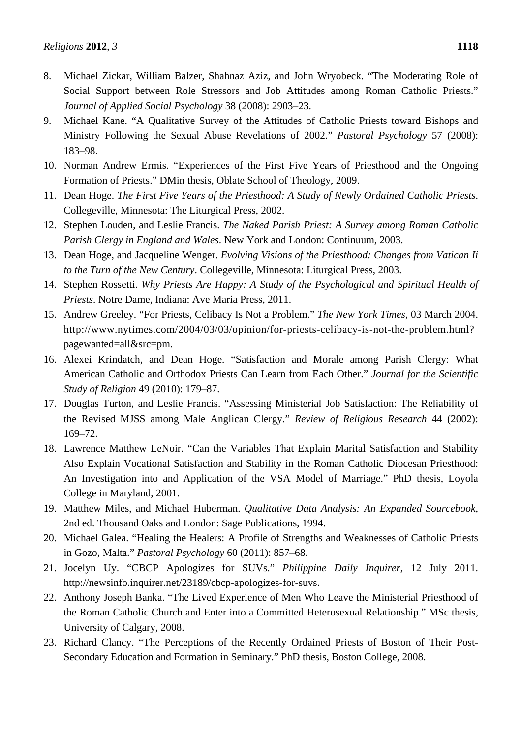8. Michael Zickar, William Balzer, Shahnaz Aziz, and John Wryobeck. "The Moderating Role of Social Support between Role Stressors and Job Attitudes among Roman Catholic Priests." *Journal of Applied Social Psychology* 38 (2008): 2903–23.
9. Michael Kane. "A Qualitative Survey of the Attitudes of Catholic Priests toward Bishops and Ministry Following the Sexual Abuse Revelations of 2002." *Pastoral Psychology* 57 (2008): 183–98.
10. Norman Andrew Ermis. "Experiences of the First Five Years of Priesthood and the Ongoing Formation of Priests." DMin thesis, Oblate School of Theology, 2009.
11. Dean Hoge. *The First Five Years of the Priesthood: A Study of Newly Ordained Catholic Priests*. Collegeville, Minnesota: The Liturgical Press, 2002.
12. Stephen Louden, and Leslie Francis. *The Naked Parish Priest: A Survey among Roman Catholic Parish Clergy in England and Wales*. New York and London: Continuum, 2003.
13. Dean Hoge, and Jacqueline Wenger. *Evolving Visions of the Priesthood: Changes from Vatican Ii to the Turn of the New Century*. Collegeville, Minnesota: Liturgical Press, 2003.
14. Stephen Rossetti. *Why Priests Are Happy: A Study of the Psychological and Spiritual Health of Priests*. Notre Dame, Indiana: Ave Maria Press, 2011.
15. Andrew Greeley. "For Priests, Celibacy Is Not a Problem." *The New York Times*, 03 March 2004. http://www.nytimes.com/2004/03/03/opinion/for-priests-celibacy-is-not-the-problem.html?pagewanted=all&src=pm.
16. Alexei Krindatch, and Dean Hoge. "Satisfaction and Morale among Parish Clergy: What American Catholic and Orthodox Priests Can Learn from Each Other." *Journal for the Scientific Study of Religion* 49 (2010): 179–87.
17. Douglas Turton, and Leslie Francis. "Assessing Ministerial Job Satisfaction: The Reliability of the Revised MJSS among Male Anglican Clergy." *Review of Religious Research* 44 (2002): 169–72.
18. Lawrence Matthew LeNoir. "Can the Variables That Explain Marital Satisfaction and Stability Also Explain Vocational Satisfaction and Stability in the Roman Catholic Diocesan Priesthood: An Investigation into and Application of the VSA Model of Marriage." PhD thesis, Loyola College in Maryland, 2001.
19. Matthew Miles, and Michael Huberman. *Qualitative Data Analysis: An Expanded Sourcebook*, 2nd ed. Thousand Oaks and London: Sage Publications, 1994.
20. Michael Galea. "Healing the Healers: A Profile of Strengths and Weaknesses of Catholic Priests in Gozo, Malta." *Pastoral Psychology* 60 (2011): 857–68.
21. Jocelyn Uy. "CBCP Apologizes for SUVs." *Philippine Daily Inquirer*, 12 July 2011. http://newsinfo.inquirer.net/23189/cbcp-apologizes-for-suvs.
22. Anthony Joseph Banka. "The Lived Experience of Men Who Leave the Ministerial Priesthood of the Roman Catholic Church and Enter into a Committed Heterosexual Relationship." MSc thesis, University of Calgary, 2008.
23. Richard Clancy. "The Perceptions of the Recently Ordained Priests of Boston of Their Post-Secondary Education and Formation in Seminary." PhD thesis, Boston College, 2008.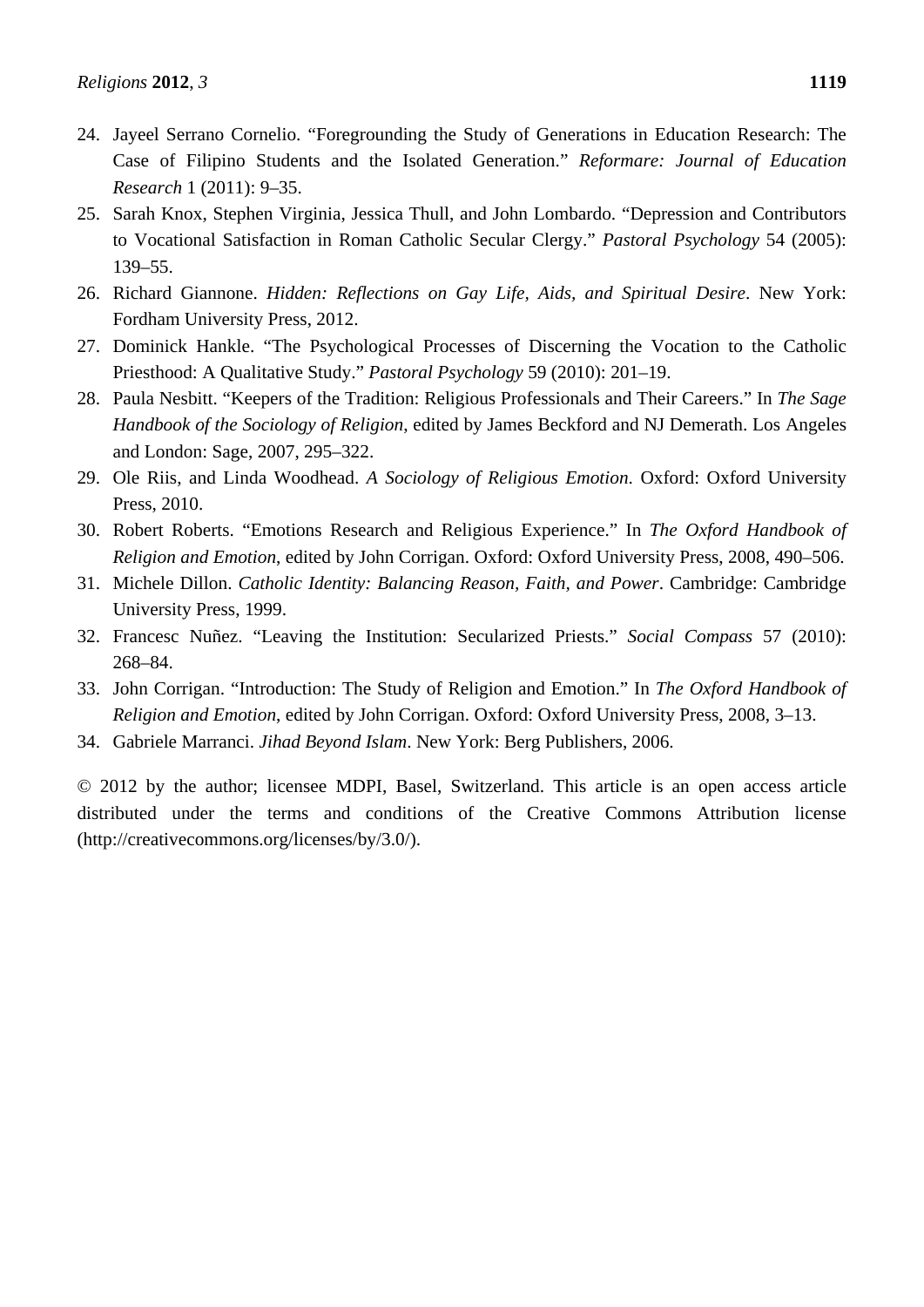24. Jayeel Serrano Cornelio. "Foregrounding the Study of Generations in Education Research: The Case of Filipino Students and the Isolated Generation." *Reformare: Journal of Education Research* 1 (2011): 9–35.
25. Sarah Knox, Stephen Virginia, Jessica Thull, and John Lombardo. "Depression and Contributors to Vocational Satisfaction in Roman Catholic Secular Clergy." *Pastoral Psychology* 54 (2005): 139–55.
26. Richard Giannone. *Hidden: Reflections on Gay Life, Aids, and Spiritual Desire*. New York: Fordham University Press, 2012.
27. Dominick Hankle. "The Psychological Processes of Discerning the Vocation to the Catholic Priesthood: A Qualitative Study." *Pastoral Psychology* 59 (2010): 201–19.
28. Paula Nesbitt. "Keepers of the Tradition: Religious Professionals and Their Careers." In *The Sage Handbook of the Sociology of Religion*, edited by James Beckford and NJ Demerath. Los Angeles and London: Sage, 2007, 295–322.
29. Ole Riis, and Linda Woodhead. *A Sociology of Religious Emotion*. Oxford: Oxford University Press, 2010.
30. Robert Roberts. "Emotions Research and Religious Experience." In *The Oxford Handbook of Religion and Emotion*, edited by John Corrigan. Oxford: Oxford University Press, 2008, 490–506.
31. Michele Dillon. *Catholic Identity: Balancing Reason, Faith, and Power*. Cambridge: Cambridge University Press, 1999.
32. Francesc Nuñez. "Leaving the Institution: Secularized Priests." *Social Compass* 57 (2010): 268–84.
33. John Corrigan. "Introduction: The Study of Religion and Emotion." In *The Oxford Handbook of Religion and Emotion*, edited by John Corrigan. Oxford: Oxford University Press, 2008, 3–13.
34. Gabriele Marranci. *Jihad Beyond Islam*. New York: Berg Publishers, 2006.

© 2012 by the author; licensee MDPI, Basel, Switzerland. This article is an open access article distributed under the terms and conditions of the Creative Commons Attribution license (http://creativecommons.org/licenses/by/3.0/).